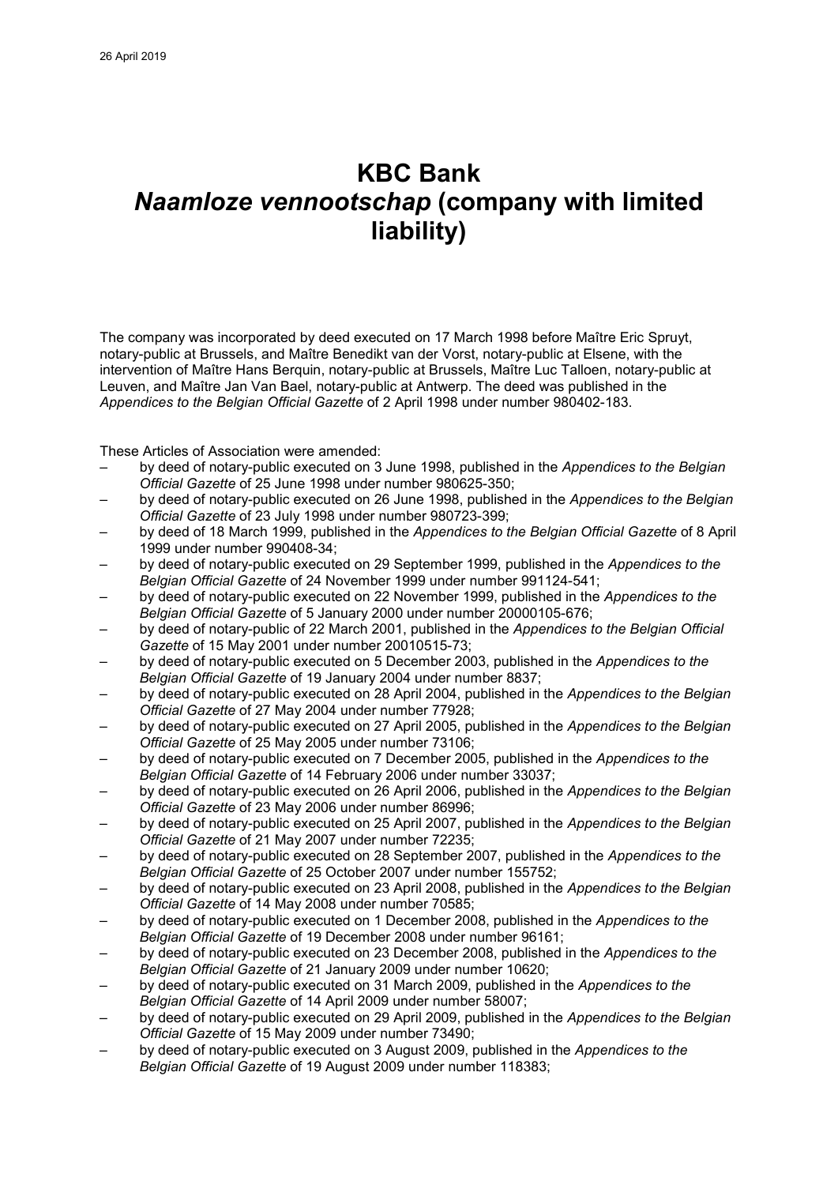26 April 2019

# KBC Bank
# *Naamloze vennootschap* (company with limited liability)

The company was incorporated by deed executed on 17 March 1998 before Maître Eric Spruyt, notary-public at Brussels, and Maître Benedikt van der Vorst, notary-public at Elsene, with the intervention of Maître Hans Berquin, notary-public at Brussels, Maître Luc Talloen, notary-public at Leuven, and Maître Jan Van Bael, notary-public at Antwerp. The deed was published in the *Appendices to the Belgian Official Gazette* of 2 April 1998 under number 980402-183.

These Articles of Association were amended:

– by deed of notary-public executed on 3 June 1998, published in the *Appendices to the Belgian Official Gazette* of 25 June 1998 under number 980625-350;
– by deed of notary-public executed on 26 June 1998, published in the *Appendices to the Belgian Official Gazette* of 23 July 1998 under number 980723-399;
– by deed of 18 March 1999, published in the *Appendices to the Belgian Official Gazette* of 8 April 1999 under number 990408-34;
– by deed of notary-public executed on 29 September 1999, published in the *Appendices to the Belgian Official Gazette* of 24 November 1999 under number 991124-541;
– by deed of notary-public executed on 22 November 1999, published in the *Appendices to the Belgian Official Gazette* of 5 January 2000 under number 20000105-676;
– by deed of notary-public of 22 March 2001, published in the *Appendices to the Belgian Official Gazette* of 15 May 2001 under number 20010515-73;
– by deed of notary-public executed on 5 December 2003, published in the *Appendices to the Belgian Official Gazette* of 19 January 2004 under number 8837;
– by deed of notary-public executed on 28 April 2004, published in the *Appendices to the Belgian Official Gazette* of 27 May 2004 under number 77928;
– by deed of notary-public executed on 27 April 2005, published in the *Appendices to the Belgian Official Gazette* of 25 May 2005 under number 73106;
– by deed of notary-public executed on 7 December 2005, published in the *Appendices to the Belgian Official Gazette* of 14 February 2006 under number 33037;
– by deed of notary-public executed on 26 April 2006, published in the *Appendices to the Belgian Official Gazette* of 23 May 2006 under number 86996;
– by deed of notary-public executed on 25 April 2007, published in the *Appendices to the Belgian Official Gazette* of 21 May 2007 under number 72235;
– by deed of notary-public executed on 28 September 2007, published in the *Appendices to the Belgian Official Gazette* of 25 October 2007 under number 155752;
– by deed of notary-public executed on 23 April 2008, published in the *Appendices to the Belgian Official Gazette* of 14 May 2008 under number 70585;
– by deed of notary-public executed on 1 December 2008, published in the *Appendices to the Belgian Official Gazette* of 19 December 2008 under number 96161;
– by deed of notary-public executed on 23 December 2008, published in the *Appendices to the Belgian Official Gazette* of 21 January 2009 under number 10620;
– by deed of notary-public executed on 31 March 2009, published in the *Appendices to the Belgian Official Gazette* of 14 April 2009 under number 58007;
– by deed of notary-public executed on 29 April 2009, published in the *Appendices to the Belgian Official Gazette* of 15 May 2009 under number 73490;
– by deed of notary-public executed on 3 August 2009, published in the *Appendices to the Belgian Official Gazette* of 19 August 2009 under number 118383;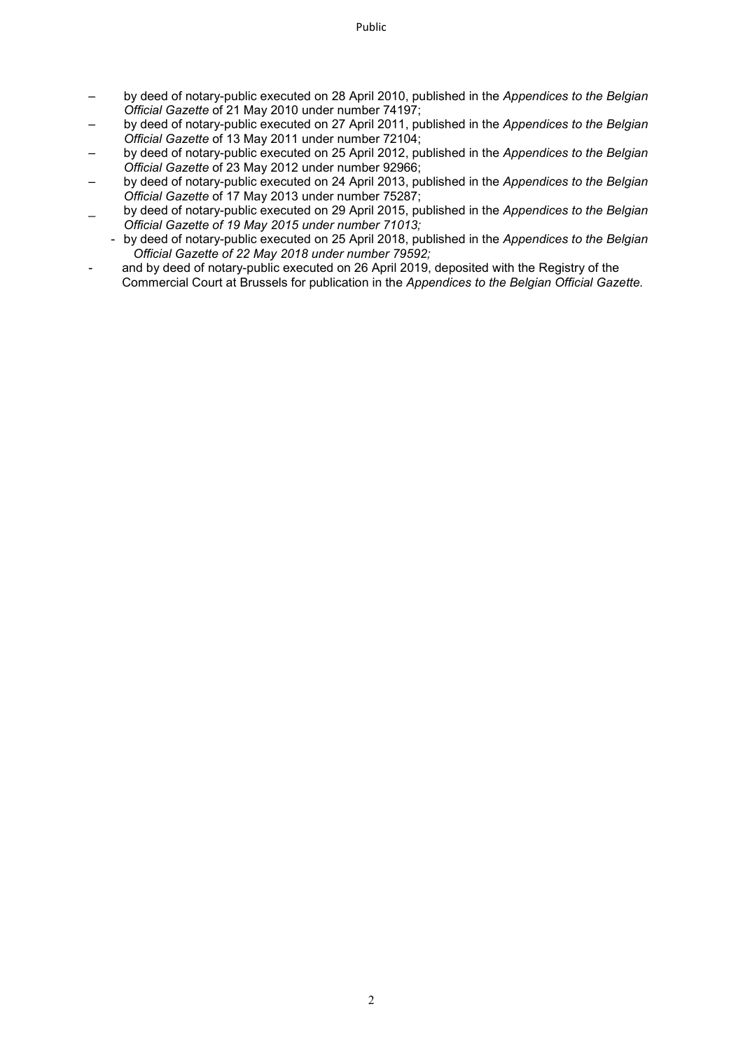- by deed of notary-public executed on 28 April 2010, published in the *Appendices to the Belgian Official Gazette* of 21 May 2010 under number 74197;
- by deed of notary-public executed on 27 April 2011, published in the *Appendices to the Belgian Official Gazette* of 13 May 2011 under number 72104;
- by deed of notary-public executed on 25 April 2012, published in the *Appendices to the Belgian Official Gazette* of 23 May 2012 under number 92966;
- by deed of notary-public executed on 24 April 2013, published in the *Appendices to the Belgian Official Gazette* of 17 May 2013 under number 75287;
- by deed of notary-public executed on 29 April 2015, published in the *Appendices to the Belgian Official Gazette of 19 May 2015 under number 71013;*
- by deed of notary-public executed on 25 April 2018, published in the *Appendices to the Belgian Official Gazette of 22 May 2018 under number 79592;*
- and by deed of notary-public executed on 26 April 2019, deposited with the Registry of the Commercial Court at Brussels for publication in the *Appendices to the Belgian Official Gazette.*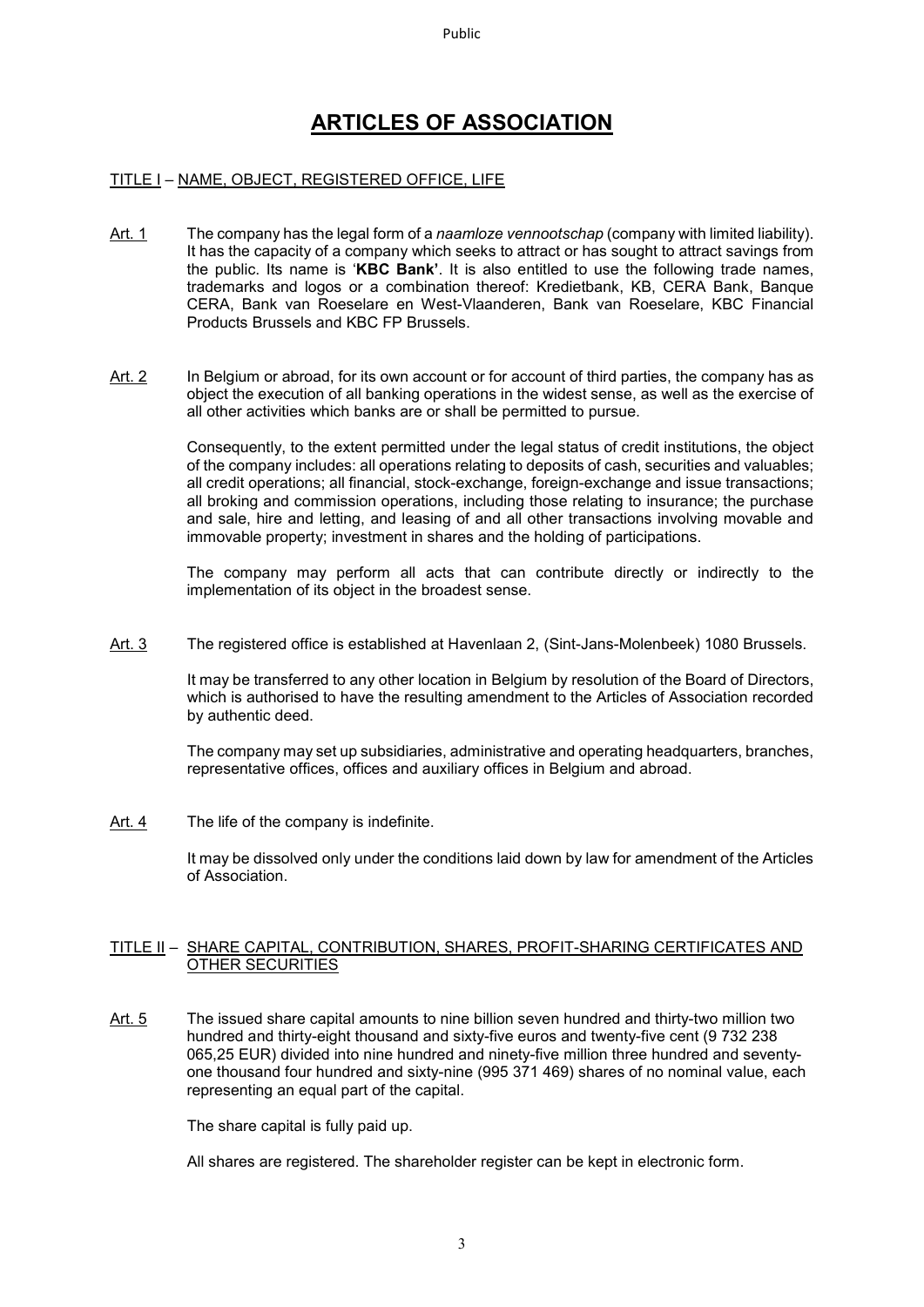# ARTICLES OF ASSOCIATION

## TITLE I – NAME, OBJECT, REGISTERED OFFICE, LIFE

Art. 1 The company has the legal form of a *naamloze vennootschap* (company with limited liability). It has the capacity of a company which seeks to attract or has sought to attract savings from the public. Its name is '**KBC Bank**'. It is also entitled to use the following trade names, trademarks and logos or a combination thereof: Kredietbank, KB, CERA Bank, Banque CERA, Bank van Roeselare en West-Vlaanderen, Bank van Roeselare, KBC Financial Products Brussels and KBC FP Brussels.

Art. 2 In Belgium or abroad, for its own account or for account of third parties, the company has as object the execution of all banking operations in the widest sense, as well as the exercise of all other activities which banks are or shall be permitted to pursue.

Consequently, to the extent permitted under the legal status of credit institutions, the object of the company includes: all operations relating to deposits of cash, securities and valuables; all credit operations; all financial, stock-exchange, foreign-exchange and issue transactions; all broking and commission operations, including those relating to insurance; the purchase and sale, hire and letting, and leasing of and all other transactions involving movable and immovable property; investment in shares and the holding of participations.

The company may perform all acts that can contribute directly or indirectly to the implementation of its object in the broadest sense.

Art. 3 The registered office is established at Havenlaan 2, (Sint-Jans-Molenbeek) 1080 Brussels.

It may be transferred to any other location in Belgium by resolution of the Board of Directors, which is authorised to have the resulting amendment to the Articles of Association recorded by authentic deed.

The company may set up subsidiaries, administrative and operating headquarters, branches, representative offices, offices and auxiliary offices in Belgium and abroad.

Art. 4 The life of the company is indefinite.

It may be dissolved only under the conditions laid down by law for amendment of the Articles of Association.

## TITLE II – SHARE CAPITAL, CONTRIBUTION, SHARES, PROFIT-SHARING CERTIFICATES AND OTHER SECURITIES

Art. 5 The issued share capital amounts to nine billion seven hundred and thirty-two million two hundred and thirty-eight thousand and sixty-five euros and twenty-five cent (9 732 238 065,25 EUR) divided into nine hundred and ninety-five million three hundred and seventy-one thousand four hundred and sixty-nine (995 371 469) shares of no nominal value, each representing an equal part of the capital.

The share capital is fully paid up.

All shares are registered. The shareholder register can be kept in electronic form.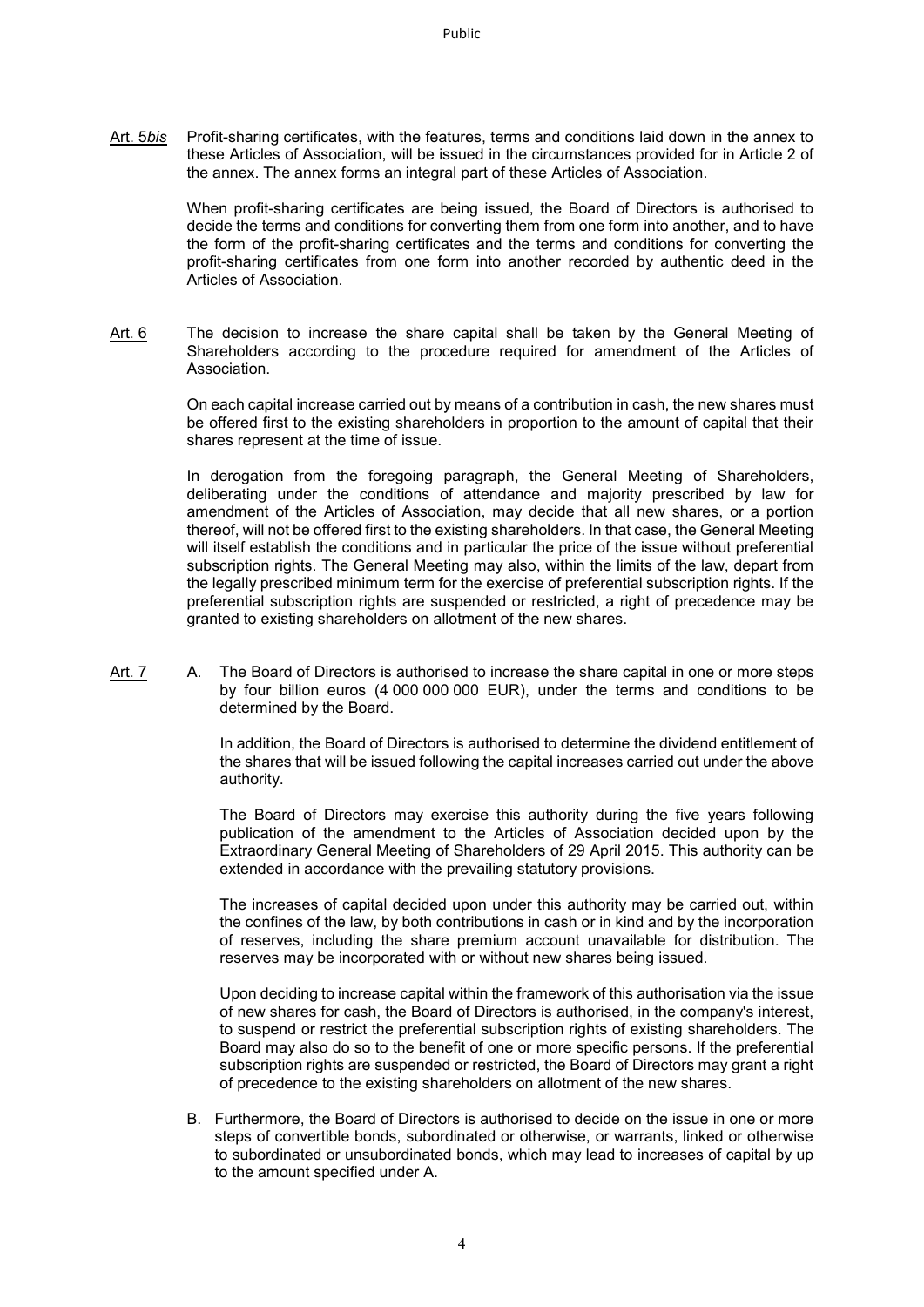Art. 5*bis* Profit-sharing certificates, with the features, terms and conditions laid down in the annex to these Articles of Association, will be issued in the circumstances provided for in Article 2 of the annex. The annex forms an integral part of these Articles of Association.

When profit-sharing certificates are being issued, the Board of Directors is authorised to decide the terms and conditions for converting them from one form into another, and to have the form of the profit-sharing certificates and the terms and conditions for converting the profit-sharing certificates from one form into another recorded by authentic deed in the Articles of Association.

Art. 6 The decision to increase the share capital shall be taken by the General Meeting of Shareholders according to the procedure required for amendment of the Articles of Association.

On each capital increase carried out by means of a contribution in cash, the new shares must be offered first to the existing shareholders in proportion to the amount of capital that their shares represent at the time of issue.

In derogation from the foregoing paragraph, the General Meeting of Shareholders, deliberating under the conditions of attendance and majority prescribed by law for amendment of the Articles of Association, may decide that all new shares, or a portion thereof, will not be offered first to the existing shareholders. In that case, the General Meeting will itself establish the conditions and in particular the price of the issue without preferential subscription rights. The General Meeting may also, within the limits of the law, depart from the legally prescribed minimum term for the exercise of preferential subscription rights. If the preferential subscription rights are suspended or restricted, a right of precedence may be granted to existing shareholders on allotment of the new shares.

Art. 7 A. The Board of Directors is authorised to increase the share capital in one or more steps by four billion euros (4 000 000 000 EUR), under the terms and conditions to be determined by the Board.

In addition, the Board of Directors is authorised to determine the dividend entitlement of the shares that will be issued following the capital increases carried out under the above authority.

The Board of Directors may exercise this authority during the five years following publication of the amendment to the Articles of Association decided upon by the Extraordinary General Meeting of Shareholders of 29 April 2015. This authority can be extended in accordance with the prevailing statutory provisions.

The increases of capital decided upon under this authority may be carried out, within the confines of the law, by both contributions in cash or in kind and by the incorporation of reserves, including the share premium account unavailable for distribution. The reserves may be incorporated with or without new shares being issued.

Upon deciding to increase capital within the framework of this authorisation via the issue of new shares for cash, the Board of Directors is authorised, in the company's interest, to suspend or restrict the preferential subscription rights of existing shareholders. The Board may also do so to the benefit of one or more specific persons. If the preferential subscription rights are suspended or restricted, the Board of Directors may grant a right of precedence to the existing shareholders on allotment of the new shares.

B. Furthermore, the Board of Directors is authorised to decide on the issue in one or more steps of convertible bonds, subordinated or otherwise, or warrants, linked or otherwise to subordinated or unsubordinated bonds, which may lead to increases of capital by up to the amount specified under A.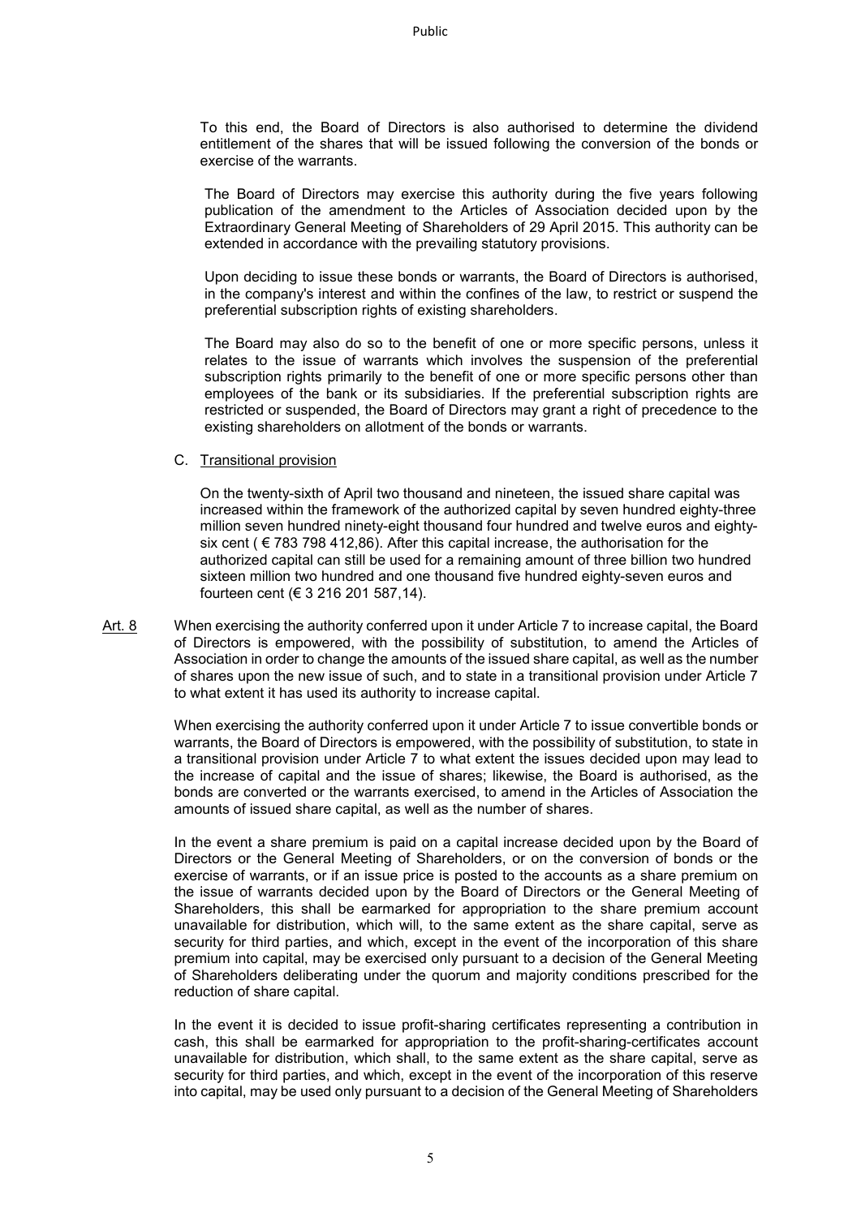To this end, the Board of Directors is also authorised to determine the dividend entitlement of the shares that will be issued following the conversion of the bonds or exercise of the warrants.

The Board of Directors may exercise this authority during the five years following publication of the amendment to the Articles of Association decided upon by the Extraordinary General Meeting of Shareholders of 29 April 2015. This authority can be extended in accordance with the prevailing statutory provisions.

Upon deciding to issue these bonds or warrants, the Board of Directors is authorised, in the company's interest and within the confines of the law, to restrict or suspend the preferential subscription rights of existing shareholders.

The Board may also do so to the benefit of one or more specific persons, unless it relates to the issue of warrants which involves the suspension of the preferential subscription rights primarily to the benefit of one or more specific persons other than employees of the bank or its subsidiaries. If the preferential subscription rights are restricted or suspended, the Board of Directors may grant a right of precedence to the existing shareholders on allotment of the bonds or warrants.

C. Transitional provision

On the twenty-sixth of April two thousand and nineteen, the issued share capital was increased within the framework of the authorized capital by seven hundred eighty-three million seven hundred ninety-eight thousand four hundred and twelve euros and eighty-six cent ( € 783 798 412,86). After this capital increase, the authorisation for the authorized capital can still be used for a remaining amount of three billion two hundred sixteen million two hundred and one thousand five hundred eighty-seven euros and fourteen cent (€ 3 216 201 587,14).

Art. 8 When exercising the authority conferred upon it under Article 7 to increase capital, the Board of Directors is empowered, with the possibility of substitution, to amend the Articles of Association in order to change the amounts of the issued share capital, as well as the number of shares upon the new issue of such, and to state in a transitional provision under Article 7 to what extent it has used its authority to increase capital.

When exercising the authority conferred upon it under Article 7 to issue convertible bonds or warrants, the Board of Directors is empowered, with the possibility of substitution, to state in a transitional provision under Article 7 to what extent the issues decided upon may lead to the increase of capital and the issue of shares; likewise, the Board is authorised, as the bonds are converted or the warrants exercised, to amend in the Articles of Association the amounts of issued share capital, as well as the number of shares.

In the event a share premium is paid on a capital increase decided upon by the Board of Directors or the General Meeting of Shareholders, or on the conversion of bonds or the exercise of warrants, or if an issue price is posted to the accounts as a share premium on the issue of warrants decided upon by the Board of Directors or the General Meeting of Shareholders, this shall be earmarked for appropriation to the share premium account unavailable for distribution, which will, to the same extent as the share capital, serve as security for third parties, and which, except in the event of the incorporation of this share premium into capital, may be exercised only pursuant to a decision of the General Meeting of Shareholders deliberating under the quorum and majority conditions prescribed for the reduction of share capital.

In the event it is decided to issue profit-sharing certificates representing a contribution in cash, this shall be earmarked for appropriation to the profit-sharing-certificates account unavailable for distribution, which shall, to the same extent as the share capital, serve as security for third parties, and which, except in the event of the incorporation of this reserve into capital, may be used only pursuant to a decision of the General Meeting of Shareholders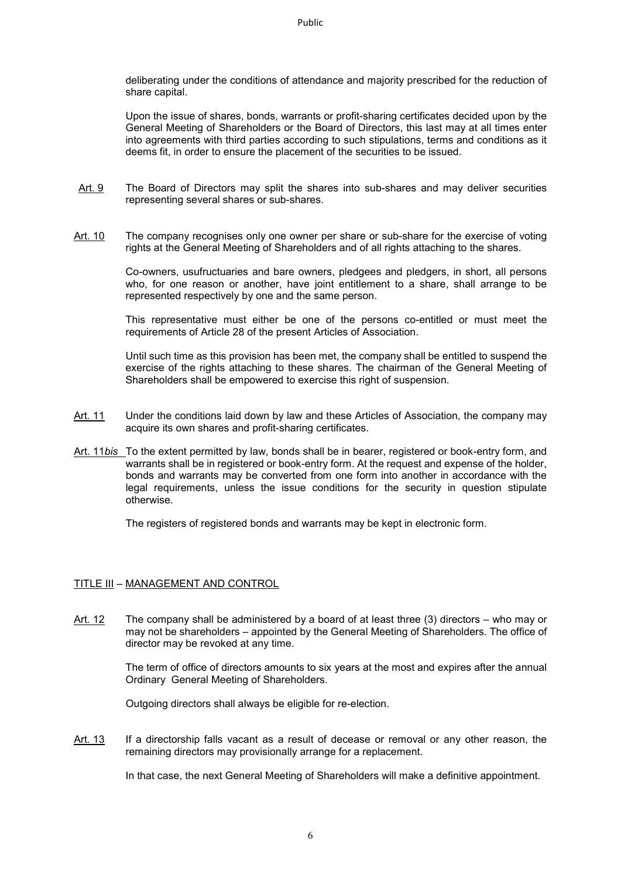deliberating under the conditions of attendance and majority prescribed for the reduction of share capital.

Upon the issue of shares, bonds, warrants or profit-sharing certificates decided upon by the General Meeting of Shareholders or the Board of Directors, this last may at all times enter into agreements with third parties according to such stipulations, terms and conditions as it deems fit, in order to ensure the placement of the securities to be issued.

Art. 9 The Board of Directors may split the shares into sub-shares and may deliver securities representing several shares or sub-shares.

Art. 10 The company recognises only one owner per share or sub-share for the exercise of voting rights at the General Meeting of Shareholders and of all rights attaching to the shares.

Co-owners, usufructuaries and bare owners, pledgees and pledgers, in short, all persons who, for one reason or another, have joint entitlement to a share, shall arrange to be represented respectively by one and the same person.

This representative must either be one of the persons co-entitled or must meet the requirements of Article 28 of the present Articles of Association.

Until such time as this provision has been met, the company shall be entitled to suspend the exercise of the rights attaching to these shares. The chairman of the General Meeting of Shareholders shall be empowered to exercise this right of suspension.

Art. 11 Under the conditions laid down by law and these Articles of Association, the company may acquire its own shares and profit-sharing certificates.

Art. 11*bis* To the extent permitted by law, bonds shall be in bearer, registered or book-entry form, and warrants shall be in registered or book-entry form. At the request and expense of the holder, bonds and warrants may be converted from one form into another in accordance with the legal requirements, unless the issue conditions for the security in question stipulate otherwise.

The registers of registered bonds and warrants may be kept in electronic form.

## TITLE III – MANAGEMENT AND CONTROL

Art. 12 The company shall be administered by a board of at least three (3) directors – who may or may not be shareholders – appointed by the General Meeting of Shareholders. The office of director may be revoked at any time.

The term of office of directors amounts to six years at the most and expires after the annual Ordinary General Meeting of Shareholders.

Outgoing directors shall always be eligible for re-election.

Art. 13 If a directorship falls vacant as a result of decease or removal or any other reason, the remaining directors may provisionally arrange for a replacement.

In that case, the next General Meeting of Shareholders will make a definitive appointment.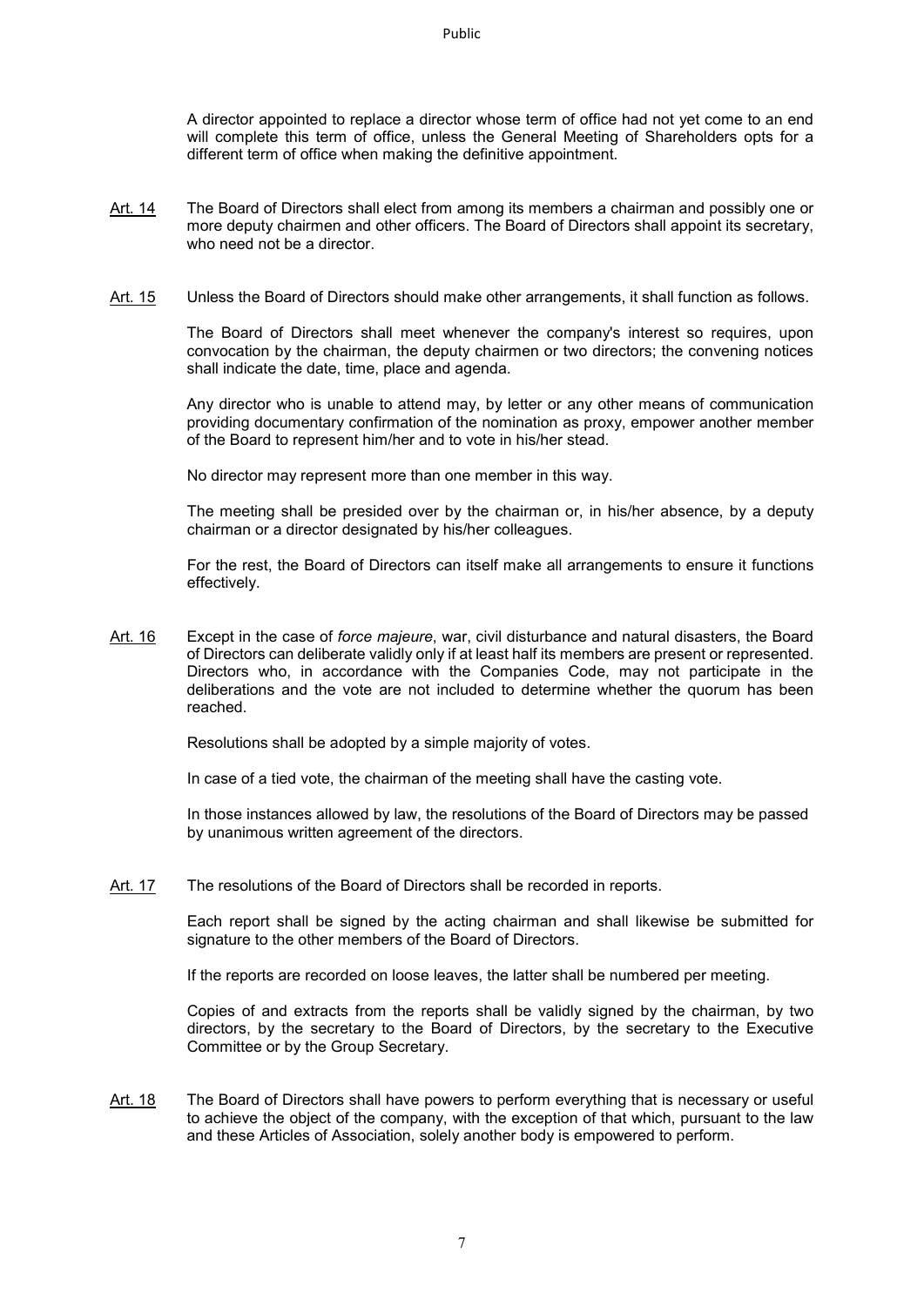A director appointed to replace a director whose term of office had not yet come to an end will complete this term of office, unless the General Meeting of Shareholders opts for a different term of office when making the definitive appointment.

Art. 14 The Board of Directors shall elect from among its members a chairman and possibly one or more deputy chairmen and other officers. The Board of Directors shall appoint its secretary, who need not be a director.

Art. 15 Unless the Board of Directors should make other arrangements, it shall function as follows.

The Board of Directors shall meet whenever the company's interest so requires, upon convocation by the chairman, the deputy chairmen or two directors; the convening notices shall indicate the date, time, place and agenda.

Any director who is unable to attend may, by letter or any other means of communication providing documentary confirmation of the nomination as proxy, empower another member of the Board to represent him/her and to vote in his/her stead.

No director may represent more than one member in this way.

The meeting shall be presided over by the chairman or, in his/her absence, by a deputy chairman or a director designated by his/her colleagues.

For the rest, the Board of Directors can itself make all arrangements to ensure it functions effectively.

Art. 16 Except in the case of *force majeure*, war, civil disturbance and natural disasters, the Board of Directors can deliberate validly only if at least half its members are present or represented. Directors who, in accordance with the Companies Code, may not participate in the deliberations and the vote are not included to determine whether the quorum has been reached.

Resolutions shall be adopted by a simple majority of votes.

In case of a tied vote, the chairman of the meeting shall have the casting vote.

In those instances allowed by law, the resolutions of the Board of Directors may be passed by unanimous written agreement of the directors.

Art. 17 The resolutions of the Board of Directors shall be recorded in reports.

Each report shall be signed by the acting chairman and shall likewise be submitted for signature to the other members of the Board of Directors.

If the reports are recorded on loose leaves, the latter shall be numbered per meeting.

Copies of and extracts from the reports shall be validly signed by the chairman, by two directors, by the secretary to the Board of Directors, by the secretary to the Executive Committee or by the Group Secretary.

Art. 18 The Board of Directors shall have powers to perform everything that is necessary or useful to achieve the object of the company, with the exception of that which, pursuant to the law and these Articles of Association, solely another body is empowered to perform.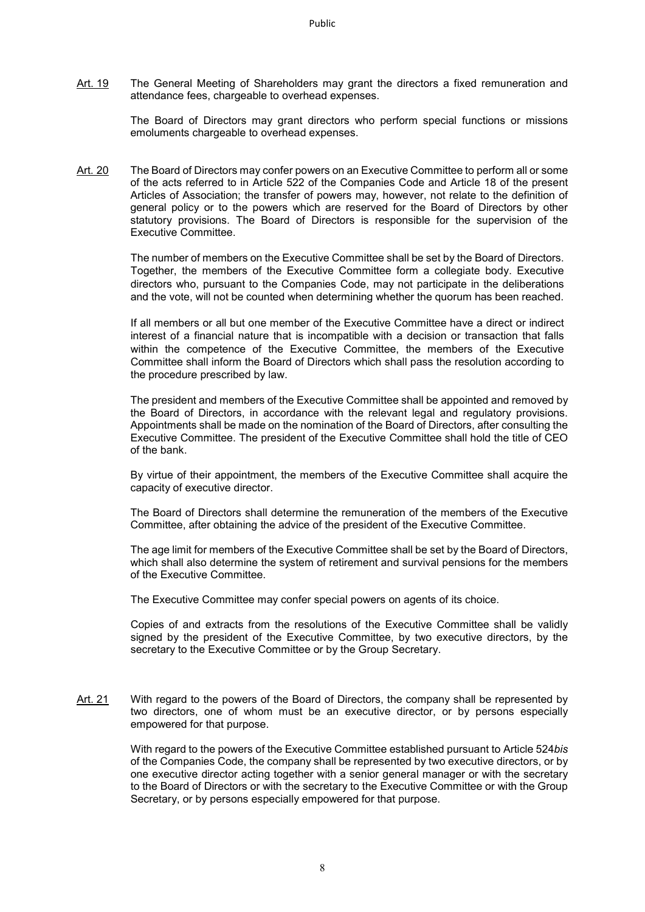Art. 19 The General Meeting of Shareholders may grant the directors a fixed remuneration and attendance fees, chargeable to overhead expenses.

The Board of Directors may grant directors who perform special functions or missions emoluments chargeable to overhead expenses.

Art. 20 The Board of Directors may confer powers on an Executive Committee to perform all or some of the acts referred to in Article 522 of the Companies Code and Article 18 of the present Articles of Association; the transfer of powers may, however, not relate to the definition of general policy or to the powers which are reserved for the Board of Directors by other statutory provisions. The Board of Directors is responsible for the supervision of the Executive Committee.

The number of members on the Executive Committee shall be set by the Board of Directors. Together, the members of the Executive Committee form a collegiate body. Executive directors who, pursuant to the Companies Code, may not participate in the deliberations and the vote, will not be counted when determining whether the quorum has been reached.

If all members or all but one member of the Executive Committee have a direct or indirect interest of a financial nature that is incompatible with a decision or transaction that falls within the competence of the Executive Committee, the members of the Executive Committee shall inform the Board of Directors which shall pass the resolution according to the procedure prescribed by law.

The president and members of the Executive Committee shall be appointed and removed by the Board of Directors, in accordance with the relevant legal and regulatory provisions. Appointments shall be made on the nomination of the Board of Directors, after consulting the Executive Committee. The president of the Executive Committee shall hold the title of CEO of the bank.

By virtue of their appointment, the members of the Executive Committee shall acquire the capacity of executive director.

The Board of Directors shall determine the remuneration of the members of the Executive Committee, after obtaining the advice of the president of the Executive Committee.

The age limit for members of the Executive Committee shall be set by the Board of Directors, which shall also determine the system of retirement and survival pensions for the members of the Executive Committee.

The Executive Committee may confer special powers on agents of its choice.

Copies of and extracts from the resolutions of the Executive Committee shall be validly signed by the president of the Executive Committee, by two executive directors, by the secretary to the Executive Committee or by the Group Secretary.

Art. 21 With regard to the powers of the Board of Directors, the company shall be represented by two directors, one of whom must be an executive director, or by persons especially empowered for that purpose.

With regard to the powers of the Executive Committee established pursuant to Article 524*bis* of the Companies Code, the company shall be represented by two executive directors, or by one executive director acting together with a senior general manager or with the secretary to the Board of Directors or with the secretary to the Executive Committee or with the Group Secretary, or by persons especially empowered for that purpose.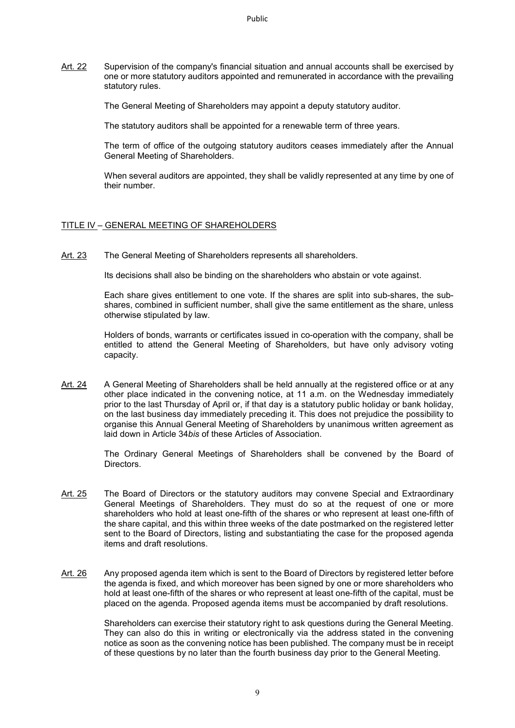Art. 22 Supervision of the company's financial situation and annual accounts shall be exercised by one or more statutory auditors appointed and remunerated in accordance with the prevailing statutory rules.

The General Meeting of Shareholders may appoint a deputy statutory auditor.

The statutory auditors shall be appointed for a renewable term of three years.

The term of office of the outgoing statutory auditors ceases immediately after the Annual General Meeting of Shareholders.

When several auditors are appointed, they shall be validly represented at any time by one of their number.

## TITLE IV – GENERAL MEETING OF SHAREHOLDERS

Art. 23 The General Meeting of Shareholders represents all shareholders.

Its decisions shall also be binding on the shareholders who abstain or vote against.

Each share gives entitlement to one vote. If the shares are split into sub-shares, the sub-shares, combined in sufficient number, shall give the same entitlement as the share, unless otherwise stipulated by law.

Holders of bonds, warrants or certificates issued in co-operation with the company, shall be entitled to attend the General Meeting of Shareholders, but have only advisory voting capacity.

Art. 24 A General Meeting of Shareholders shall be held annually at the registered office or at any other place indicated in the convening notice, at 11 a.m. on the Wednesday immediately prior to the last Thursday of April or, if that day is a statutory public holiday or bank holiday, on the last business day immediately preceding it. This does not prejudice the possibility to organise this Annual General Meeting of Shareholders by unanimous written agreement as laid down in Article 34*bis* of these Articles of Association.

The Ordinary General Meetings of Shareholders shall be convened by the Board of Directors.

Art. 25 The Board of Directors or the statutory auditors may convene Special and Extraordinary General Meetings of Shareholders. They must do so at the request of one or more shareholders who hold at least one-fifth of the shares or who represent at least one-fifth of the share capital, and this within three weeks of the date postmarked on the registered letter sent to the Board of Directors, listing and substantiating the case for the proposed agenda items and draft resolutions.

Art. 26 Any proposed agenda item which is sent to the Board of Directors by registered letter before the agenda is fixed, and which moreover has been signed by one or more shareholders who hold at least one-fifth of the shares or who represent at least one-fifth of the capital, must be placed on the agenda. Proposed agenda items must be accompanied by draft resolutions.

Shareholders can exercise their statutory right to ask questions during the General Meeting. They can also do this in writing or electronically via the address stated in the convening notice as soon as the convening notice has been published. The company must be in receipt of these questions by no later than the fourth business day prior to the General Meeting.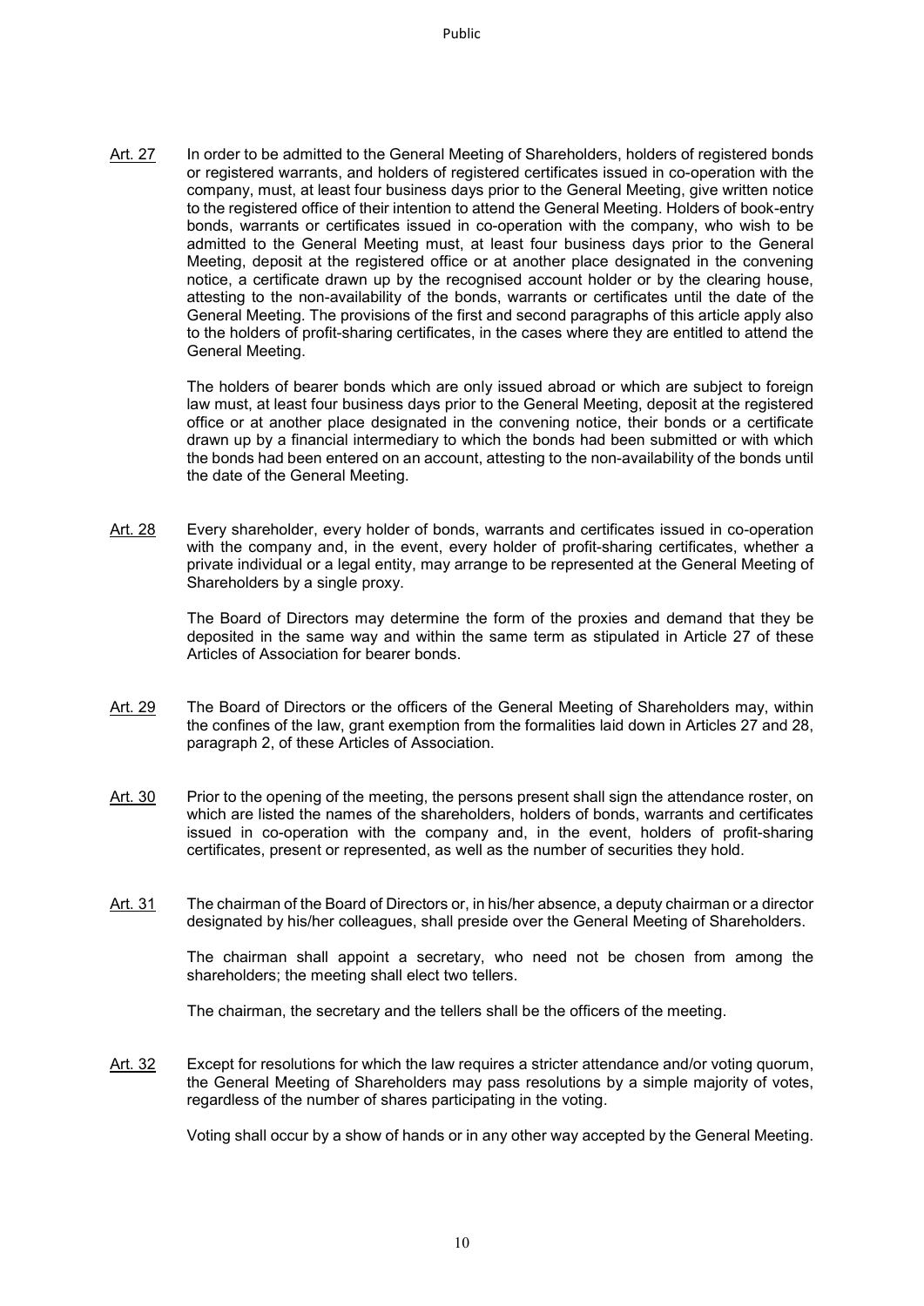Art. 27 In order to be admitted to the General Meeting of Shareholders, holders of registered bonds or registered warrants, and holders of registered certificates issued in co-operation with the company, must, at least four business days prior to the General Meeting, give written notice to the registered office of their intention to attend the General Meeting. Holders of book-entry bonds, warrants or certificates issued in co-operation with the company, who wish to be admitted to the General Meeting must, at least four business days prior to the General Meeting, deposit at the registered office or at another place designated in the convening notice, a certificate drawn up by the recognised account holder or by the clearing house, attesting to the non-availability of the bonds, warrants or certificates until the date of the General Meeting. The provisions of the first and second paragraphs of this article apply also to the holders of profit-sharing certificates, in the cases where they are entitled to attend the General Meeting.

The holders of bearer bonds which are only issued abroad or which are subject to foreign law must, at least four business days prior to the General Meeting, deposit at the registered office or at another place designated in the convening notice, their bonds or a certificate drawn up by a financial intermediary to which the bonds had been submitted or with which the bonds had been entered on an account, attesting to the non-availability of the bonds until the date of the General Meeting.

Art. 28 Every shareholder, every holder of bonds, warrants and certificates issued in co-operation with the company and, in the event, every holder of profit-sharing certificates, whether a private individual or a legal entity, may arrange to be represented at the General Meeting of Shareholders by a single proxy.

The Board of Directors may determine the form of the proxies and demand that they be deposited in the same way and within the same term as stipulated in Article 27 of these Articles of Association for bearer bonds.

Art. 29 The Board of Directors or the officers of the General Meeting of Shareholders may, within the confines of the law, grant exemption from the formalities laid down in Articles 27 and 28, paragraph 2, of these Articles of Association.

Art. 30 Prior to the opening of the meeting, the persons present shall sign the attendance roster, on which are listed the names of the shareholders, holders of bonds, warrants and certificates issued in co-operation with the company and, in the event, holders of profit-sharing certificates, present or represented, as well as the number of securities they hold.

Art. 31 The chairman of the Board of Directors or, in his/her absence, a deputy chairman or a director designated by his/her colleagues, shall preside over the General Meeting of Shareholders.

The chairman shall appoint a secretary, who need not be chosen from among the shareholders; the meeting shall elect two tellers.

The chairman, the secretary and the tellers shall be the officers of the meeting.

Art. 32 Except for resolutions for which the law requires a stricter attendance and/or voting quorum, the General Meeting of Shareholders may pass resolutions by a simple majority of votes, regardless of the number of shares participating in the voting.

Voting shall occur by a show of hands or in any other way accepted by the General Meeting.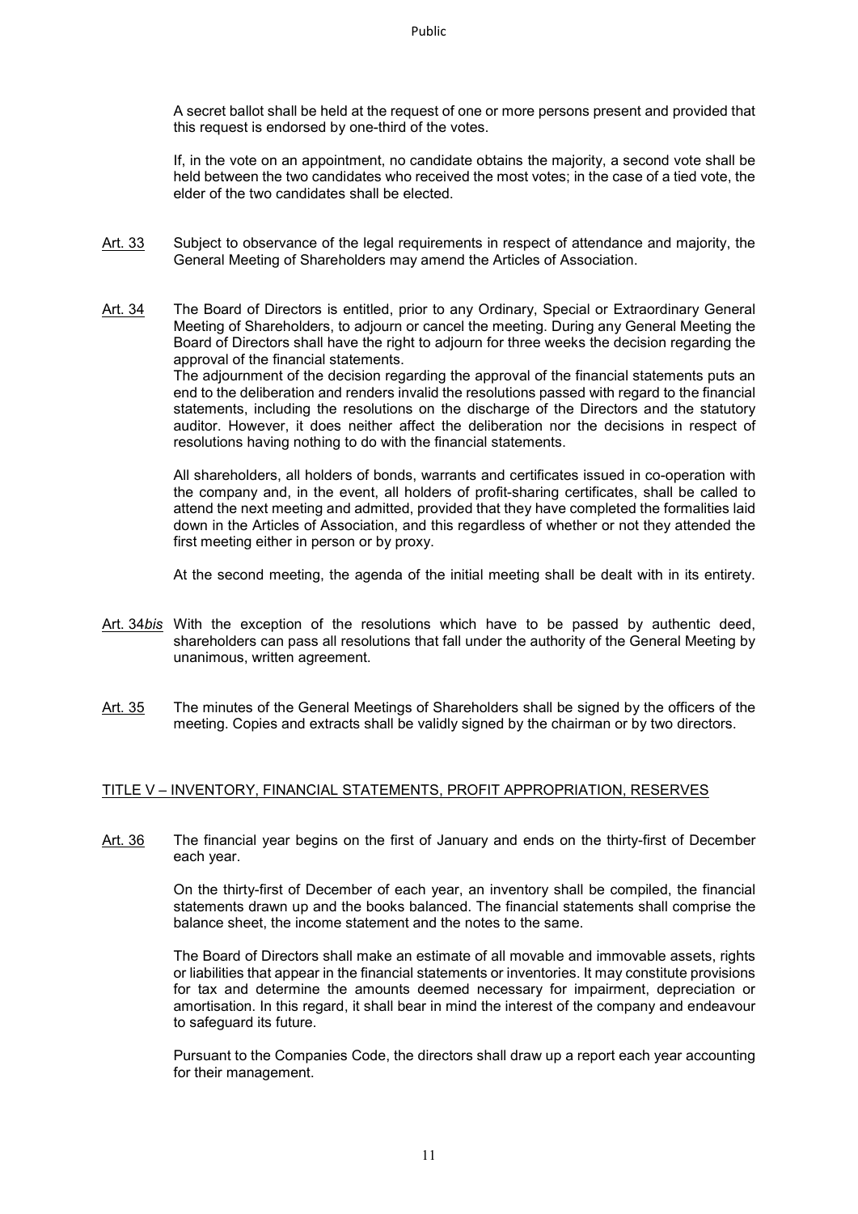A secret ballot shall be held at the request of one or more persons present and provided that this request is endorsed by one-third of the votes.

If, in the vote on an appointment, no candidate obtains the majority, a second vote shall be held between the two candidates who received the most votes; in the case of a tied vote, the elder of the two candidates shall be elected.

Art. 33 Subject to observance of the legal requirements in respect of attendance and majority, the General Meeting of Shareholders may amend the Articles of Association.

Art. 34 The Board of Directors is entitled, prior to any Ordinary, Special or Extraordinary General Meeting of Shareholders, to adjourn or cancel the meeting. During any General Meeting the Board of Directors shall have the right to adjourn for three weeks the decision regarding the approval of the financial statements.
The adjournment of the decision regarding the approval of the financial statements puts an end to the deliberation and renders invalid the resolutions passed with regard to the financial statements, including the resolutions on the discharge of the Directors and the statutory auditor. However, it does neither affect the deliberation nor the decisions in respect of resolutions having nothing to do with the financial statements.

All shareholders, all holders of bonds, warrants and certificates issued in co-operation with the company and, in the event, all holders of profit-sharing certificates, shall be called to attend the next meeting and admitted, provided that they have completed the formalities laid down in the Articles of Association, and this regardless of whether or not they attended the first meeting either in person or by proxy.

At the second meeting, the agenda of the initial meeting shall be dealt with in its entirety.

Art. 34*bis* With the exception of the resolutions which have to be passed by authentic deed, shareholders can pass all resolutions that fall under the authority of the General Meeting by unanimous, written agreement.

Art. 35 The minutes of the General Meetings of Shareholders shall be signed by the officers of the meeting. Copies and extracts shall be validly signed by the chairman or by two directors.

## TITLE V – INVENTORY, FINANCIAL STATEMENTS, PROFIT APPROPRIATION, RESERVES

Art. 36 The financial year begins on the first of January and ends on the thirty-first of December each year.

On the thirty-first of December of each year, an inventory shall be compiled, the financial statements drawn up and the books balanced. The financial statements shall comprise the balance sheet, the income statement and the notes to the same.

The Board of Directors shall make an estimate of all movable and immovable assets, rights or liabilities that appear in the financial statements or inventories. It may constitute provisions for tax and determine the amounts deemed necessary for impairment, depreciation or amortisation. In this regard, it shall bear in mind the interest of the company and endeavour to safeguard its future.

Pursuant to the Companies Code, the directors shall draw up a report each year accounting for their management.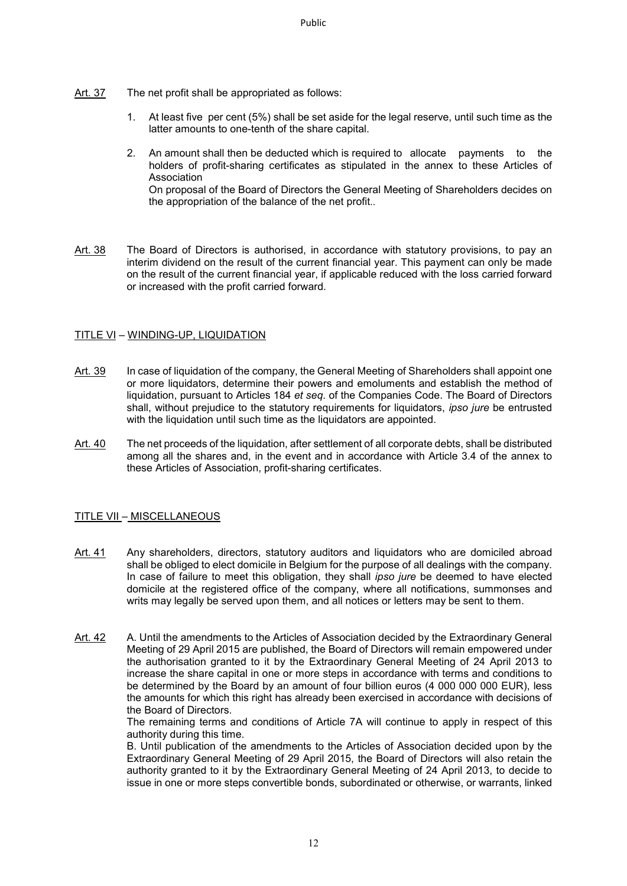Art. 37 The net profit shall be appropriated as follows:

1. At least five per cent (5%) shall be set aside for the legal reserve, until such time as the latter amounts to one-tenth of the share capital.

2. An amount shall then be deducted which is required to allocate payments to the holders of profit-sharing certificates as stipulated in the annex to these Articles of Association
   On proposal of the Board of Directors the General Meeting of Shareholders decides on the appropriation of the balance of the net profit..

Art. 38 The Board of Directors is authorised, in accordance with statutory provisions, to pay an interim dividend on the result of the current financial year. This payment can only be made on the result of the current financial year, if applicable reduced with the loss carried forward or increased with the profit carried forward.

## TITLE VI – WINDING-UP, LIQUIDATION

Art. 39 In case of liquidation of the company, the General Meeting of Shareholders shall appoint one or more liquidators, determine their powers and emoluments and establish the method of liquidation, pursuant to Articles 184 *et seq.* of the Companies Code. The Board of Directors shall, without prejudice to the statutory requirements for liquidators, *ipso jure* be entrusted with the liquidation until such time as the liquidators are appointed.

Art. 40 The net proceeds of the liquidation, after settlement of all corporate debts, shall be distributed among all the shares and, in the event and in accordance with Article 3.4 of the annex to these Articles of Association, profit-sharing certificates.

## TITLE VII – MISCELLANEOUS

Art. 41 Any shareholders, directors, statutory auditors and liquidators who are domiciled abroad shall be obliged to elect domicile in Belgium for the purpose of all dealings with the company. In case of failure to meet this obligation, they shall *ipso jure* be deemed to have elected domicile at the registered office of the company, where all notifications, summonses and writs may legally be served upon them, and all notices or letters may be sent to them.

Art. 42 A. Until the amendments to the Articles of Association decided by the Extraordinary General Meeting of 29 April 2015 are published, the Board of Directors will remain empowered under the authorisation granted to it by the Extraordinary General Meeting of 24 April 2013 to increase the share capital in one or more steps in accordance with terms and conditions to be determined by the Board by an amount of four billion euros (4 000 000 000 EUR), less the amounts for which this right has already been exercised in accordance with decisions of the Board of Directors.
The remaining terms and conditions of Article 7A will continue to apply in respect of this authority during this time.
B. Until publication of the amendments to the Articles of Association decided upon by the Extraordinary General Meeting of 29 April 2015, the Board of Directors will also retain the authority granted to it by the Extraordinary General Meeting of 24 April 2013, to decide to issue in one or more steps convertible bonds, subordinated or otherwise, or warrants, linked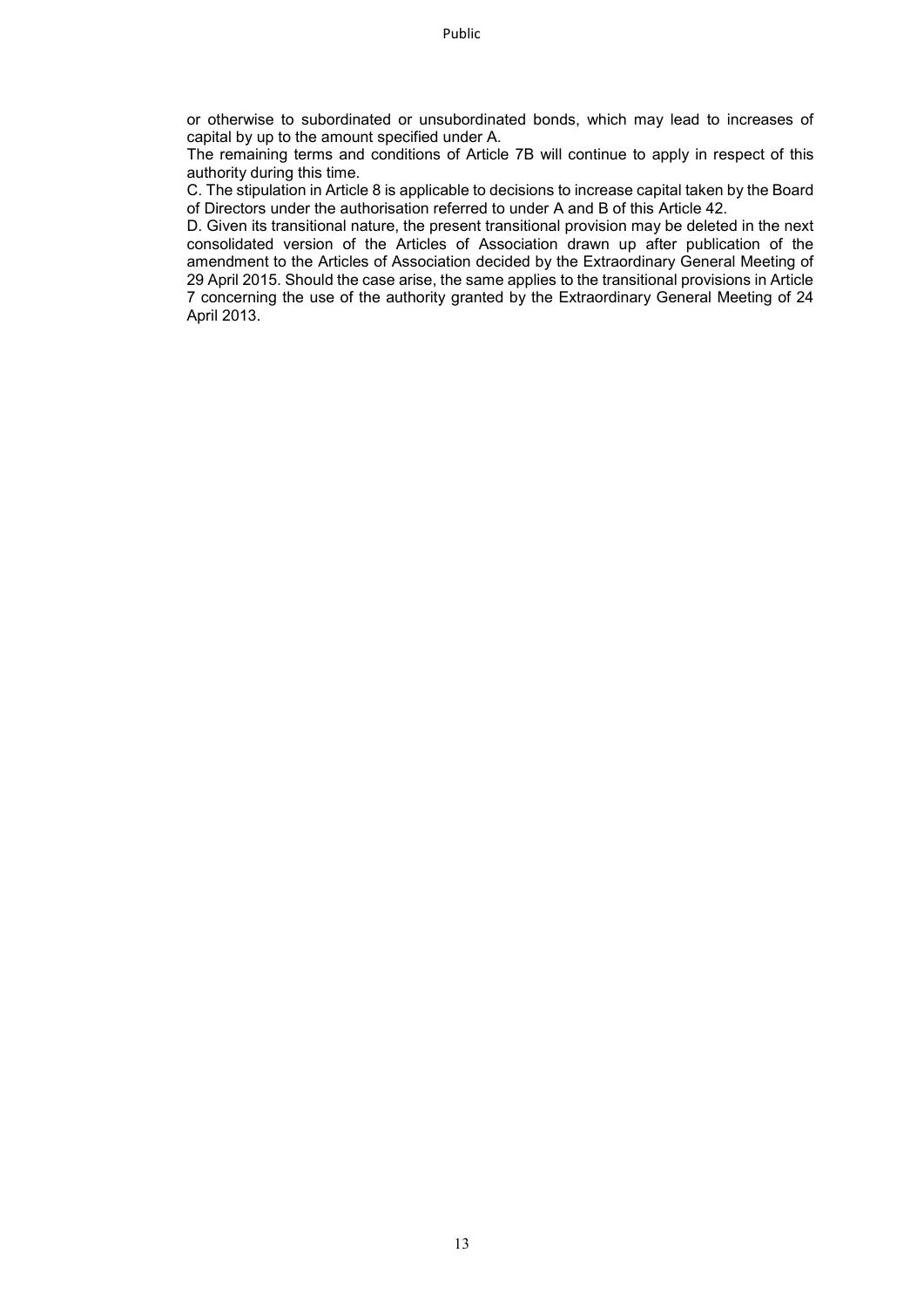or otherwise to subordinated or unsubordinated bonds, which may lead to increases of capital by up to the amount specified under A.

The remaining terms and conditions of Article 7B will continue to apply in respect of this authority during this time.

C. The stipulation in Article 8 is applicable to decisions to increase capital taken by the Board of Directors under the authorisation referred to under A and B of this Article 42.

D. Given its transitional nature, the present transitional provision may be deleted in the next consolidated version of the Articles of Association drawn up after publication of the amendment to the Articles of Association decided by the Extraordinary General Meeting of 29 April 2015. Should the case arise, the same applies to the transitional provisions in Article 7 concerning the use of the authority granted by the Extraordinary General Meeting of 24 April 2013.